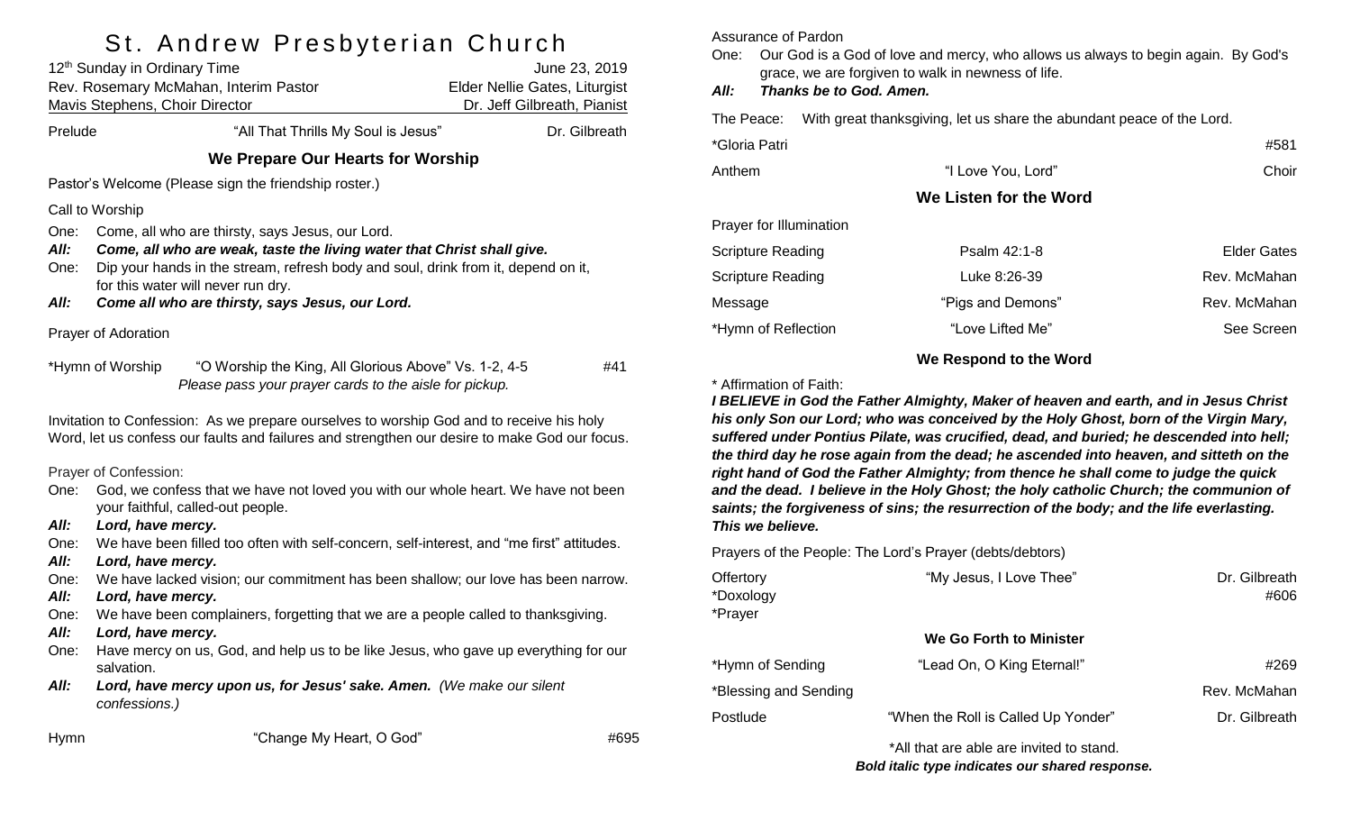# St. Andrew Presbyterian Church

12th Sunday in Ordinary Time — June 23, 2019

Rev. Rosemary McMahan, Interim Pastor — Elder Nellie Gates, Liturgist

Mavis Stephens, Choir Director — Dr. Jeff Gilbreath, Pianist

Prelude — "All That Thrills My Soul is Jesus" — Dr. Gilbreath

## We Prepare Our Hearts for Worship

Pastor's Welcome (Please sign the friendship roster.)

Call to Worship

One: Come, all who are thirsty, says Jesus, our Lord.

***All: Come, all who are weak, taste the living water that Christ shall give.***

One: Dip your hands in the stream, refresh body and soul, drink from it, depend on it, for this water will never run dry.

***All: Come all who are thirsty, says Jesus, our Lord.***

Prayer of Adoration

*Hymn of Worship — "O Worship the King, All Glorious Above" Vs. 1-2, 4-5 — #41

*Please pass your prayer cards to the aisle for pickup.*

Invitation to Confession: As we prepare ourselves to worship God and to receive his holy Word, let us confess our faults and failures and strengthen our desire to make God our focus.

Prayer of Confession:

One: God, we confess that we have not loved you with our whole heart. We have not been your faithful, called-out people.

***All: Lord, have mercy.***

One: We have been filled too often with self-concern, self-interest, and "me first" attitudes.

***All: Lord, have mercy.***

One: We have lacked vision; our commitment has been shallow; our love has been narrow.

***All: Lord, have mercy.***

One: We have been complainers, forgetting that we are a people called to thanksgiving.

***All: Lord, have mercy.***

One: Have mercy on us, God, and help us to be like Jesus, who gave up everything for our salvation.

***All: Lord, have mercy upon us, for Jesus' sake. Amen.*** *(We make our silent confessions.)*

Hymn — "Change My Heart, O God" — #695

Assurance of Pardon

One: Our God is a God of love and mercy, who allows us always to begin again. By God's grace, we are forgiven to walk in newness of life.

***All: Thanks be to God. Amen.***

The Peace: With great thanksgiving, let us share the abundant peace of the Lord.

*Gloria Patri — #581

Anthem — "I Love You, Lord" — Choir

## We Listen for the Word

Prayer for Illumination

Scripture Reading — Psalm 42:1-8 — Elder Gates

Scripture Reading — Luke 8:26-39 — Rev. McMahan

Message — "Pigs and Demons" — Rev. McMahan

*Hymn of Reflection — "Love Lifted Me" — See Screen

## We Respond to the Word

\* Affirmation of Faith:

***I BELIEVE in God the Father Almighty, Maker of heaven and earth, and in Jesus Christ his only Son our Lord; who was conceived by the Holy Ghost, born of the Virgin Mary, suffered under Pontius Pilate, was crucified, dead, and buried; he descended into hell; the third day he rose again from the dead; he ascended into heaven, and sitteth on the right hand of God the Father Almighty; from thence he shall come to judge the quick and the dead. I believe in the Holy Ghost; the holy catholic Church; the communion of saints; the forgiveness of sins; the resurrection of the body; and the life everlasting. This we believe.***

Prayers of the People: The Lord's Prayer (debts/debtors)

Offertory — "My Jesus, I Love Thee" — Dr. Gilbreath

*Doxology — #606

*Prayer

## We Go Forth to Minister

*Hymn of Sending — "Lead On, O King Eternal!" — #269

*Blessing and Sending — Rev. McMahan

Postlude — "When the Roll is Called Up Yonder" — Dr. Gilbreath

*All that are able are invited to stand.

***Bold italic type indicates our shared response.***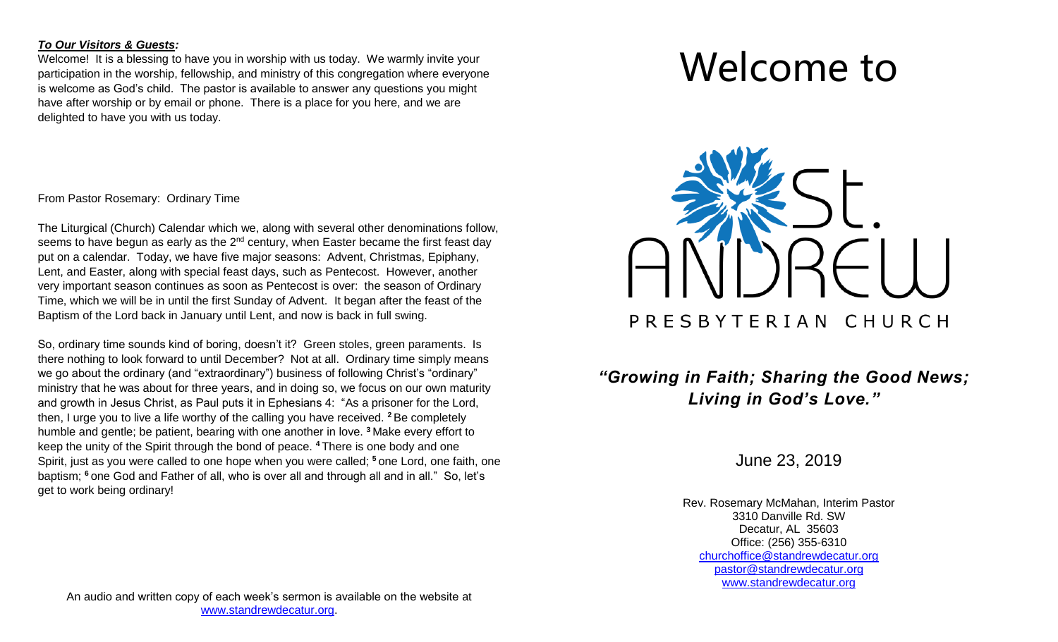***To Our Visitors & Guests:***

Welcome! It is a blessing to have you in worship with us today. We warmly invite your participation in the worship, fellowship, and ministry of this congregation where everyone is welcome as God's child. The pastor is available to answer any questions you might have after worship or by email or phone. There is a place for you here, and we are delighted to have you with us today.

From Pastor Rosemary: Ordinary Time

The Liturgical (Church) Calendar which we, along with several other denominations follow, seems to have begun as early as the 2nd century, when Easter became the first feast day put on a calendar. Today, we have five major seasons: Advent, Christmas, Epiphany, Lent, and Easter, along with special feast days, such as Pentecost. However, another very important season continues as soon as Pentecost is over: the season of Ordinary Time, which we will be in until the first Sunday of Advent. It began after the feast of the Baptism of the Lord back in January until Lent, and now is back in full swing.

So, ordinary time sounds kind of boring, doesn't it? Green stoles, green paraments. Is there nothing to look forward to until December? Not at all. Ordinary time simply means we go about the ordinary (and "extraordinary") business of following Christ's "ordinary" ministry that he was about for three years, and in doing so, we focus on our own maturity and growth in Jesus Christ, as Paul puts it in Ephesians 4: "As a prisoner for the Lord, then, I urge you to live a life worthy of the calling you have received. **2** Be completely humble and gentle; be patient, bearing with one another in love. **3** Make every effort to keep the unity of the Spirit through the bond of peace. **4** There is one body and one Spirit, just as you were called to one hope when you were called; **5** one Lord, one faith, one baptism; **6** one God and Father of all, who is over all and through all and in all." So, let's get to work being ordinary!

An audio and written copy of each week's sermon is available on the website at www.standrewdecatur.org.

# Welcome to

St. ANDREW PRESBYTERIAN CHURCH

***"Growing in Faith; Sharing the Good News; Living in God's Love."***

June 23, 2019

Rev. Rosemary McMahan, Interim Pastor
3310 Danville Rd. SW
Decatur, AL 35603
Office: (256) 355-6310
churchoffice@standrewdecatur.org
pastor@standrewdecatur.org
www.standrewdecatur.org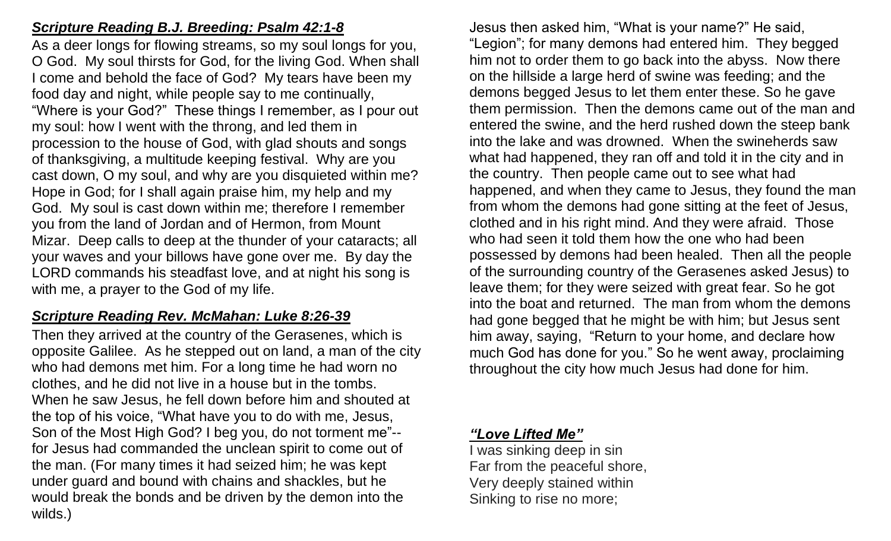***Scripture Reading B.J. Breeding: Psalm 42:1-8***

As a deer longs for flowing streams, so my soul longs for you, O God. My soul thirsts for God, for the living God. When shall I come and behold the face of God? My tears have been my food day and night, while people say to me continually, "Where is your God?" These things I remember, as I pour out my soul: how I went with the throng, and led them in procession to the house of God, with glad shouts and songs of thanksgiving, a multitude keeping festival. Why are you cast down, O my soul, and why are you disquieted within me? Hope in God; for I shall again praise him, my help and my God. My soul is cast down within me; therefore I remember you from the land of Jordan and of Hermon, from Mount Mizar. Deep calls to deep at the thunder of your cataracts; all your waves and your billows have gone over me. By day the LORD commands his steadfast love, and at night his song is with me, a prayer to the God of my life.

***Scripture Reading Rev. McMahan: Luke 8:26-39***

Then they arrived at the country of the Gerasenes, which is opposite Galilee. As he stepped out on land, a man of the city who had demons met him. For a long time he had worn no clothes, and he did not live in a house but in the tombs. When he saw Jesus, he fell down before him and shouted at the top of his voice, "What have you to do with me, Jesus, Son of the Most High God? I beg you, do not torment me"-- for Jesus had commanded the unclean spirit to come out of the man. (For many times it had seized him; he was kept under guard and bound with chains and shackles, but he would break the bonds and be driven by the demon into the wilds.) Jesus then asked him, "What is your name?" He said, "Legion"; for many demons had entered him. They begged him not to order them to go back into the abyss. Now there on the hillside a large herd of swine was feeding; and the demons begged Jesus to let them enter these. So he gave them permission. Then the demons came out of the man and entered the swine, and the herd rushed down the steep bank into the lake and was drowned. When the swineherds saw what had happened, they ran off and told it in the city and in the country. Then people came out to see what had happened, and when they came to Jesus, they found the man from whom the demons had gone sitting at the feet of Jesus, clothed and in his right mind. And they were afraid. Those who had seen it told them how the one who had been possessed by demons had been healed. Then all the people of the surrounding country of the Gerasenes asked Jesus) to leave them; for they were seized with great fear. So he got into the boat and returned. The man from whom the demons had gone begged that he might be with him; but Jesus sent him away, saying, "Return to your home, and declare how much God has done for you." So he went away, proclaiming throughout the city how much Jesus had done for him.

***"Love Lifted Me"***

I was sinking deep in sin
Far from the peaceful shore,
Very deeply stained within
Sinking to rise no more;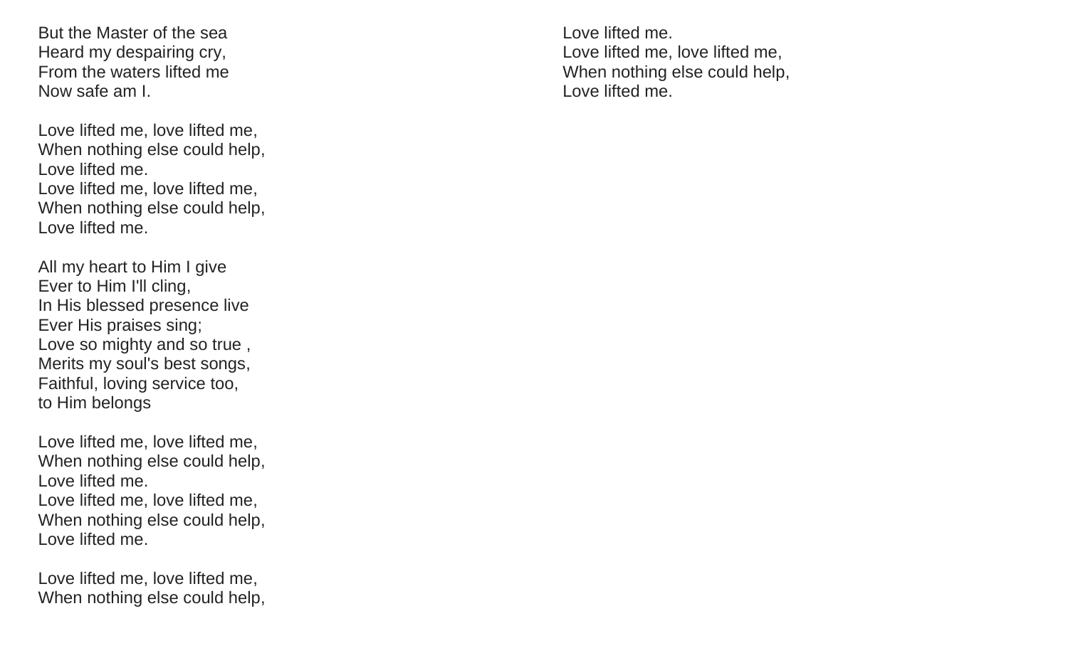But the Master of the sea
Heard my despairing cry,
From the waters lifted me
Now safe am I.

Love lifted me, love lifted me,
When nothing else could help,
Love lifted me.
Love lifted me, love lifted me,
When nothing else could help,
Love lifted me.

All my heart to Him I give
Ever to Him I'll cling,
In His blessed presence live
Ever His praises sing;
Love so mighty and so true ,
Merits my soul's best songs,
Faithful, loving service too,
to Him belongs

Love lifted me, love lifted me,
When nothing else could help,
Love lifted me.
Love lifted me, love lifted me,
When nothing else could help,
Love lifted me.

Love lifted me, love lifted me,
When nothing else could help,
Love lifted me.
Love lifted me, love lifted me,
When nothing else could help,
Love lifted me.